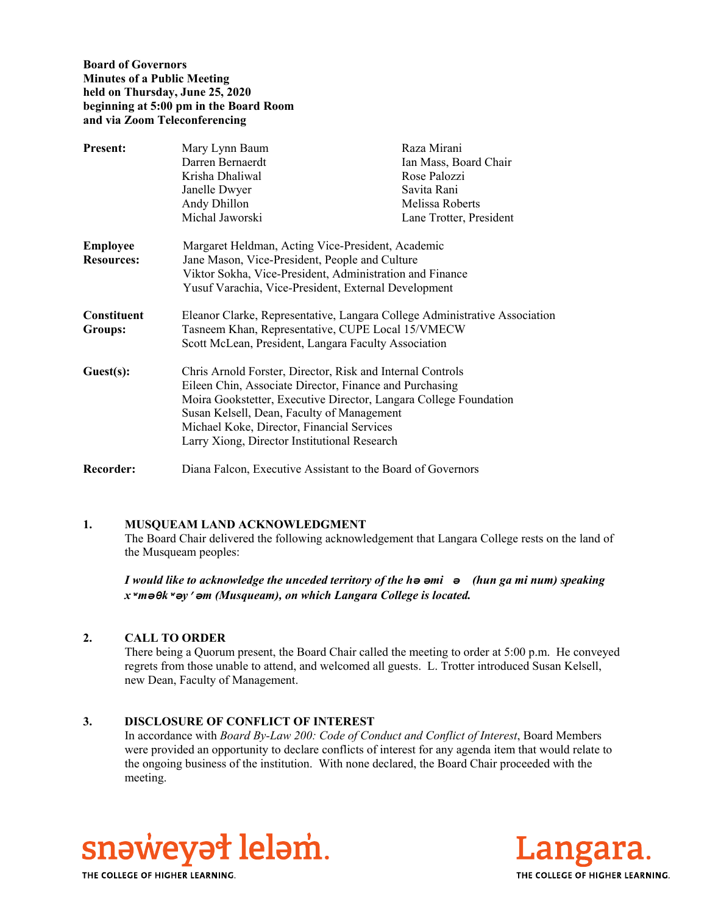**Board of Governors**
**Minutes of a Public Meeting**
**held on Thursday, June 25, 2020**
**beginning at 5:00 pm in the Board Room**
**and via Zoom Teleconferencing**

| | | |
|---|---|---|
| **Present:** | Mary Lynn Baum | Raza Mirani |
| | Darren Bernaerdt | Ian Mass, Board Chair |
| | Krisha Dhaliwal | Rose Palozzi |
| | Janelle Dwyer | Savita Rani |
| | Andy Dhillon | Melissa Roberts |
| | Michal Jaworski | Lane Trotter, President |

**Employee Resources:**
Margaret Heldman, Acting Vice-President, Academic
Jane Mason, Vice-President, People and Culture
Viktor Sokha, Vice-President, Administration and Finance
Yusuf Varachia, Vice-President, External Development

**Constituent Groups:**
Eleanor Clarke, Representative, Langara College Administrative Association
Tasneem Khan, Representative, CUPE Local 15/VMECW
Scott McLean, President, Langara Faculty Association

**Guest(s):**
Chris Arnold Forster, Director, Risk and Internal Controls
Eileen Chin, Associate Director, Finance and Purchasing
Moira Gookstetter, Executive Director, Langara College Foundation
Susan Kelsell, Dean, Faculty of Management
Michael Koke, Director, Financial Services
Larry Xiong, Director Institutional Research

**Recorder:**
Diana Falcon, Executive Assistant to the Board of Governors

## 1. MUSQUEAM LAND ACKNOWLEDGMENT

The Board Chair delivered the following acknowledgement that Langara College rests on the land of the Musqueam peoples:

***I would like to acknowledge the unceded territory of the hə əmi ə (hun ga mi num) speaking xʷməθkʷəy̓əm (Musqueam), on which Langara College is located.***

## 2. CALL TO ORDER

There being a Quorum present, the Board Chair called the meeting to order at 5:00 p.m. He conveyed regrets from those unable to attend, and welcomed all guests. L. Trotter introduced Susan Kelsell, new Dean, Faculty of Management.

## 3. DISCLOSURE OF CONFLICT OF INTEREST

In accordance with *Board By-Law 200: Code of Conduct and Conflict of Interest*, Board Members were provided an opportunity to declare conflicts of interest for any agenda item that would relate to the ongoing business of the institution. With none declared, the Board Chair proceeded with the meeting.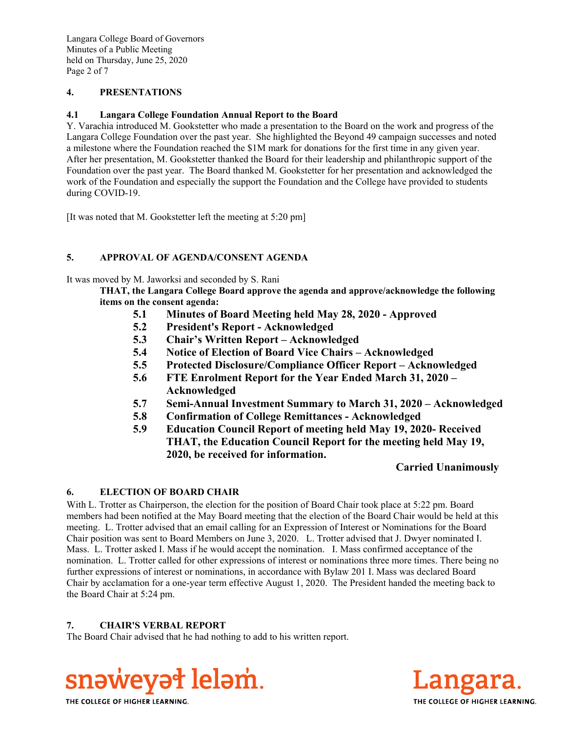## 4. PRESENTATIONS

### 4.1 Langara College Foundation Annual Report to the Board

Y. Varachia introduced M. Gookstetter who made a presentation to the Board on the work and progress of the Langara College Foundation over the past year. She highlighted the Beyond 49 campaign successes and noted a milestone where the Foundation reached the $1M mark for donations for the first time in any given year. After her presentation, M. Gookstetter thanked the Board for their leadership and philanthropic support of the Foundation over the past year. The Board thanked M. Gookstetter for her presentation and acknowledged the work of the Foundation and especially the support the Foundation and the College have provided to students during COVID-19.

[It was noted that M. Gookstetter left the meeting at 5:20 pm]

## 5. APPROVAL OF AGENDA/CONSENT AGENDA

It was moved by M. Jaworksi and seconded by S. Rani

**THAT, the Langara College Board approve the agenda and approve/acknowledge the following items on the consent agenda:**

- **5.1 Minutes of Board Meeting held May 28, 2020 - Approved**
- **5.2 President's Report - Acknowledged**
- **5.3 Chair's Written Report – Acknowledged**
- **5.4 Notice of Election of Board Vice Chairs – Acknowledged**
- **5.5 Protected Disclosure/Compliance Officer Report – Acknowledged**
- **5.6 FTE Enrolment Report for the Year Ended March 31, 2020 – Acknowledged**
- **5.7 Semi-Annual Investment Summary to March 31, 2020 – Acknowledged**
- **5.8 Confirmation of College Remittances - Acknowledged**
- **5.9 Education Council Report of meeting held May 19, 2020- Received**
  **THAT, the Education Council Report for the meeting held May 19, 2020, be received for information.**

**Carried Unanimously**

## 6. ELECTION OF BOARD CHAIR

With L. Trotter as Chairperson, the election for the position of Board Chair took place at 5:22 pm. Board members had been notified at the May Board meeting that the election of the Board Chair would be held at this meeting. L. Trotter advised that an email calling for an Expression of Interest or Nominations for the Board Chair position was sent to Board Members on June 3, 2020. L. Trotter advised that J. Dwyer nominated I. Mass. L. Trotter asked I. Mass if he would accept the nomination. I. Mass confirmed acceptance of the nomination. L. Trotter called for other expressions of interest or nominations three more times. There being no further expressions of interest or nominations, in accordance with Bylaw 201 I. Mass was declared Board Chair by acclamation for a one-year term effective August 1, 2020. The President handed the meeting back to the Board Chair at 5:24 pm.

## 7. CHAIR'S VERBAL REPORT

The Board Chair advised that he had nothing to add to his written report.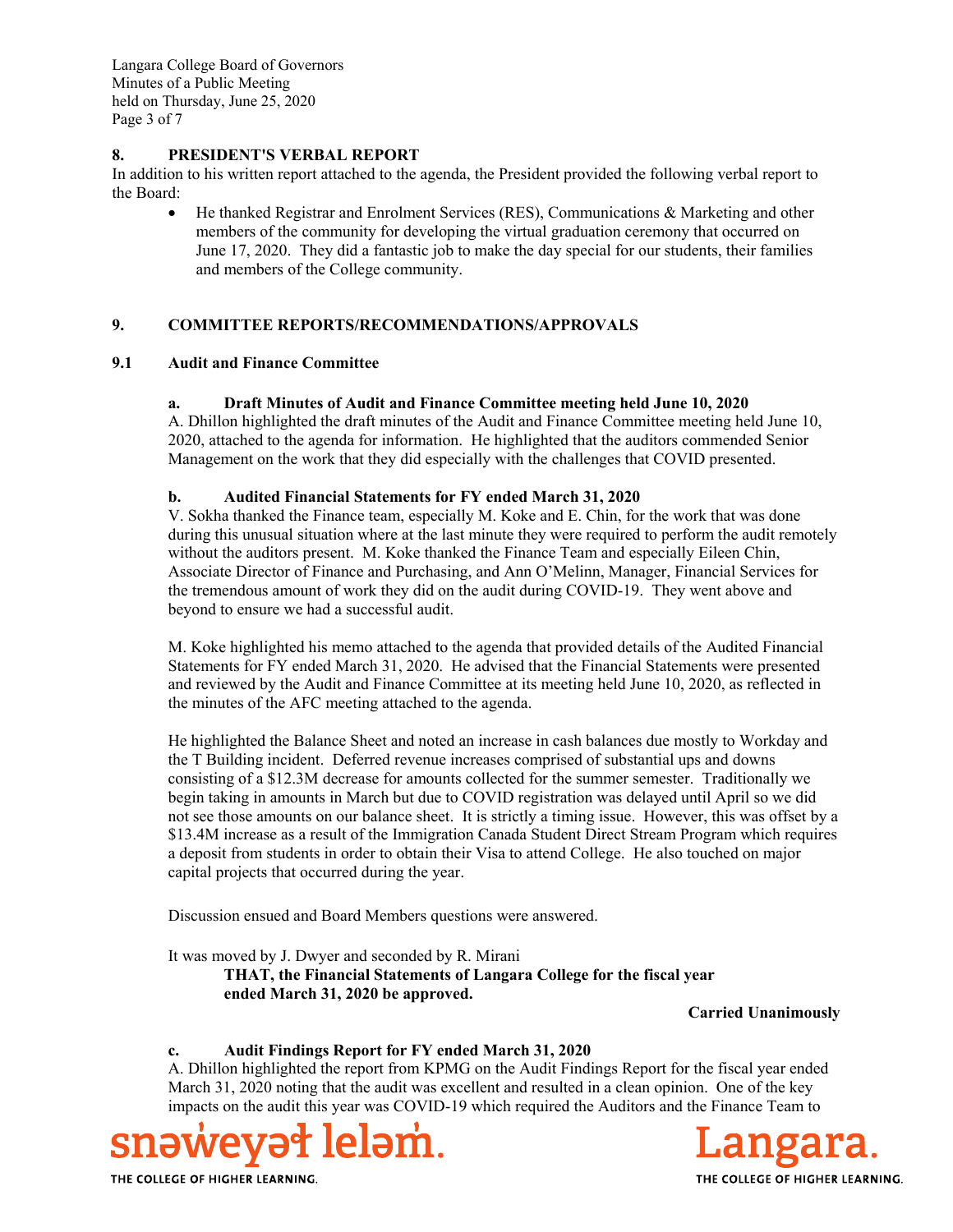## 8. PRESIDENT'S VERBAL REPORT

In addition to his written report attached to the agenda, the President provided the following verbal report to the Board:

- He thanked Registrar and Enrolment Services (RES), Communications & Marketing and other members of the community for developing the virtual graduation ceremony that occurred on June 17, 2020. They did a fantastic job to make the day special for our students, their families and members of the College community.

## 9. COMMITTEE REPORTS/RECOMMENDATIONS/APPROVALS

### 9.1 Audit and Finance Committee

**a. Draft Minutes of Audit and Finance Committee meeting held June 10, 2020**

A. Dhillon highlighted the draft minutes of the Audit and Finance Committee meeting held June 10, 2020, attached to the agenda for information. He highlighted that the auditors commended Senior Management on the work that they did especially with the challenges that COVID presented.

**b. Audited Financial Statements for FY ended March 31, 2020**

V. Sokha thanked the Finance team, especially M. Koke and E. Chin, for the work that was done during this unusual situation where at the last minute they were required to perform the audit remotely without the auditors present. M. Koke thanked the Finance Team and especially Eileen Chin, Associate Director of Finance and Purchasing, and Ann O'Melinn, Manager, Financial Services for the tremendous amount of work they did on the audit during COVID-19. They went above and beyond to ensure we had a successful audit.

M. Koke highlighted his memo attached to the agenda that provided details of the Audited Financial Statements for FY ended March 31, 2020. He advised that the Financial Statements were presented and reviewed by the Audit and Finance Committee at its meeting held June 10, 2020, as reflected in the minutes of the AFC meeting attached to the agenda.

He highlighted the Balance Sheet and noted an increase in cash balances due mostly to Workday and the T Building incident. Deferred revenue increases comprised of substantial ups and downs consisting of a $12.3M decrease for amounts collected for the summer semester. Traditionally we begin taking in amounts in March but due to COVID registration was delayed until April so we did not see those amounts on our balance sheet. It is strictly a timing issue. However, this was offset by a $13.4M increase as a result of the Immigration Canada Student Direct Stream Program which requires a deposit from students in order to obtain their Visa to attend College. He also touched on major capital projects that occurred during the year.

Discussion ensued and Board Members questions were answered.

It was moved by J. Dwyer and seconded by R. Mirani

**THAT, the Financial Statements of Langara College for the fiscal year ended March 31, 2020 be approved.**

**Carried Unanimously**

**c. Audit Findings Report for FY ended March 31, 2020**

A. Dhillon highlighted the report from KPMG on the Audit Findings Report for the fiscal year ended March 31, 2020 noting that the audit was excellent and resulted in a clean opinion. One of the key impacts on the audit this year was COVID-19 which required the Auditors and the Finance Team to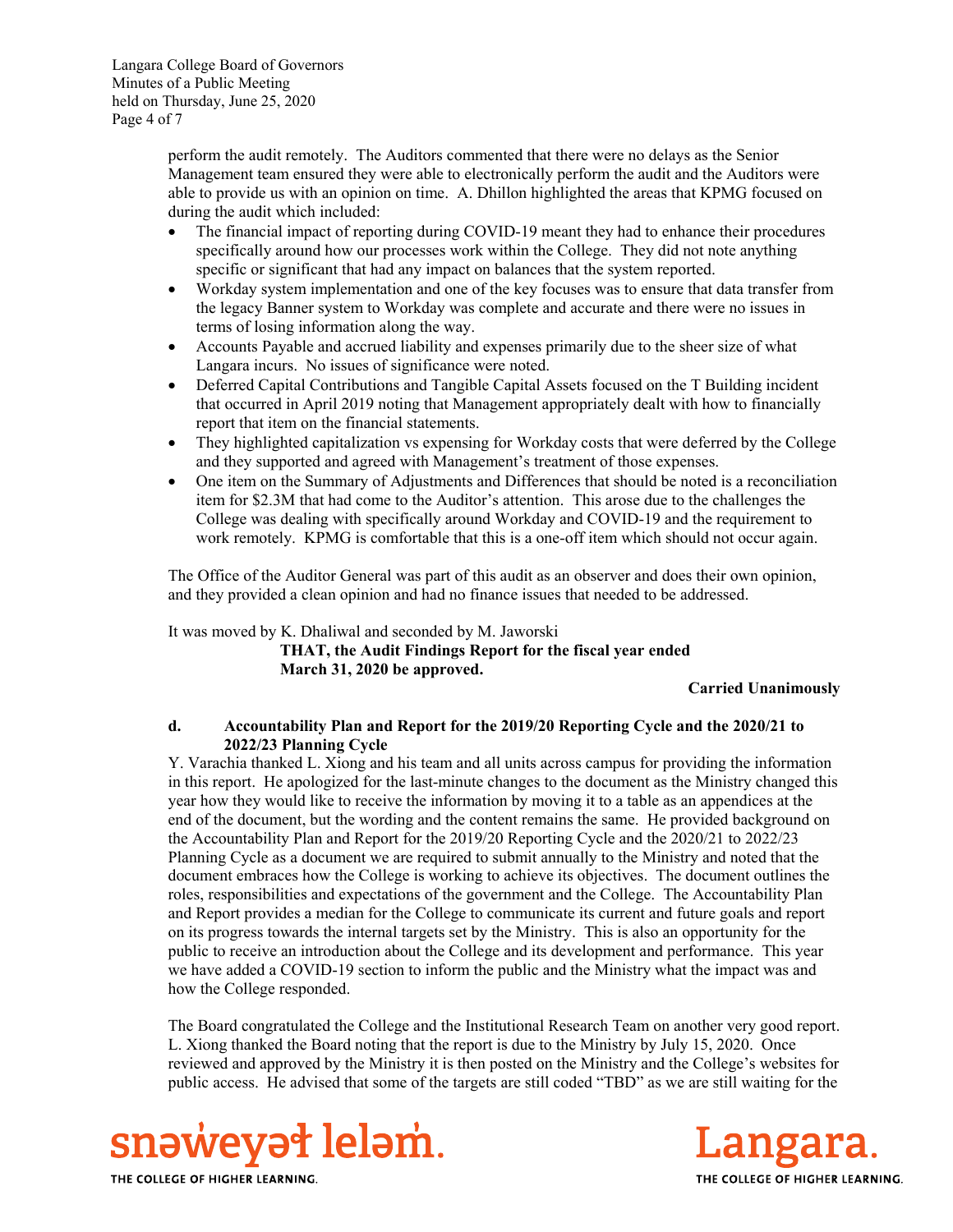perform the audit remotely. The Auditors commented that there were no delays as the Senior Management team ensured they were able to electronically perform the audit and the Auditors were able to provide us with an opinion on time. A. Dhillon highlighted the areas that KPMG focused on during the audit which included:

- The financial impact of reporting during COVID-19 meant they had to enhance their procedures specifically around how our processes work within the College. They did not note anything specific or significant that had any impact on balances that the system reported.
- Workday system implementation and one of the key focuses was to ensure that data transfer from the legacy Banner system to Workday was complete and accurate and there were no issues in terms of losing information along the way.
- Accounts Payable and accrued liability and expenses primarily due to the sheer size of what Langara incurs. No issues of significance were noted.
- Deferred Capital Contributions and Tangible Capital Assets focused on the T Building incident that occurred in April 2019 noting that Management appropriately dealt with how to financially report that item on the financial statements.
- They highlighted capitalization vs expensing for Workday costs that were deferred by the College and they supported and agreed with Management's treatment of those expenses.
- One item on the Summary of Adjustments and Differences that should be noted is a reconciliation item for $2.3M that had come to the Auditor's attention. This arose due to the challenges the College was dealing with specifically around Workday and COVID-19 and the requirement to work remotely. KPMG is comfortable that this is a one-off item which should not occur again.

The Office of the Auditor General was part of this audit as an observer and does their own opinion, and they provided a clean opinion and had no finance issues that needed to be addressed.

It was moved by K. Dhaliwal and seconded by M. Jaworski

**THAT, the Audit Findings Report for the fiscal year ended March 31, 2020 be approved.**

**Carried Unanimously**

**d. Accountability Plan and Report for the 2019/20 Reporting Cycle and the 2020/21 to 2022/23 Planning Cycle**

Y. Varachia thanked L. Xiong and his team and all units across campus for providing the information in this report. He apologized for the last-minute changes to the document as the Ministry changed this year how they would like to receive the information by moving it to a table as an appendices at the end of the document, but the wording and the content remains the same. He provided background on the Accountability Plan and Report for the 2019/20 Reporting Cycle and the 2020/21 to 2022/23 Planning Cycle as a document we are required to submit annually to the Ministry and noted that the document embraces how the College is working to achieve its objectives. The document outlines the roles, responsibilities and expectations of the government and the College. The Accountability Plan and Report provides a median for the College to communicate its current and future goals and report on its progress towards the internal targets set by the Ministry. This is also an opportunity for the public to receive an introduction about the College and its development and performance. This year we have added a COVID-19 section to inform the public and the Ministry what the impact was and how the College responded.

The Board congratulated the College and the Institutional Research Team on another very good report. L. Xiong thanked the Board noting that the report is due to the Ministry by July 15, 2020. Once reviewed and approved by the Ministry it is then posted on the Ministry and the College's websites for public access. He advised that some of the targets are still coded "TBD" as we are still waiting for the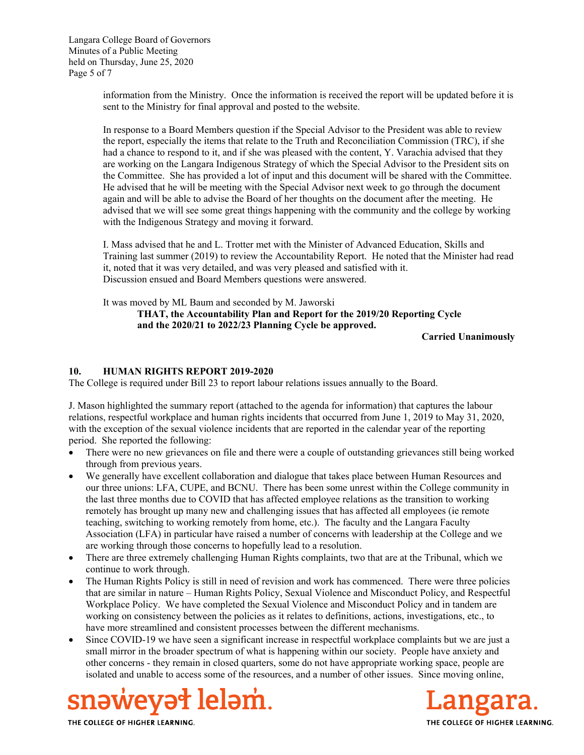information from the Ministry. Once the information is received the report will be updated before it is sent to the Ministry for final approval and posted to the website.

In response to a Board Members question if the Special Advisor to the President was able to review the report, especially the items that relate to the Truth and Reconciliation Commission (TRC), if she had a chance to respond to it, and if she was pleased with the content, Y. Varachia advised that they are working on the Langara Indigenous Strategy of which the Special Advisor to the President sits on the Committee. She has provided a lot of input and this document will be shared with the Committee. He advised that he will be meeting with the Special Advisor next week to go through the document again and will be able to advise the Board of her thoughts on the document after the meeting. He advised that we will see some great things happening with the community and the college by working with the Indigenous Strategy and moving it forward.

I. Mass advised that he and L. Trotter met with the Minister of Advanced Education, Skills and Training last summer (2019) to review the Accountability Report. He noted that the Minister had read it, noted that it was very detailed, and was very pleased and satisfied with it.
Discussion ensued and Board Members questions were answered.

It was moved by ML Baum and seconded by M. Jaworski

**THAT, the Accountability Plan and Report for the 2019/20 Reporting Cycle and the 2020/21 to 2022/23 Planning Cycle be approved.**

**Carried Unanimously**

## 10. HUMAN RIGHTS REPORT 2019-2020

The College is required under Bill 23 to report labour relations issues annually to the Board.

J. Mason highlighted the summary report (attached to the agenda for information) that captures the labour relations, respectful workplace and human rights incidents that occurred from June 1, 2019 to May 31, 2020, with the exception of the sexual violence incidents that are reported in the calendar year of the reporting period. She reported the following:

- There were no new grievances on file and there were a couple of outstanding grievances still being worked through from previous years.
- We generally have excellent collaboration and dialogue that takes place between Human Resources and our three unions: LFA, CUPE, and BCNU. There has been some unrest within the College community in the last three months due to COVID that has affected employee relations as the transition to working remotely has brought up many new and challenging issues that has affected all employees (ie remote teaching, switching to working remotely from home, etc.). The faculty and the Langara Faculty Association (LFA) in particular have raised a number of concerns with leadership at the College and we are working through those concerns to hopefully lead to a resolution.
- There are three extremely challenging Human Rights complaints, two that are at the Tribunal, which we continue to work through.
- The Human Rights Policy is still in need of revision and work has commenced. There were three policies that are similar in nature – Human Rights Policy, Sexual Violence and Misconduct Policy, and Respectful Workplace Policy. We have completed the Sexual Violence and Misconduct Policy and in tandem are working on consistency between the policies as it relates to definitions, actions, investigations, etc., to have more streamlined and consistent processes between the different mechanisms.
- Since COVID-19 we have seen a significant increase in respectful workplace complaints but we are just a small mirror in the broader spectrum of what is happening within our society. People have anxiety and other concerns - they remain in closed quarters, some do not have appropriate working space, people are isolated and unable to access some of the resources, and a number of other issues. Since moving online,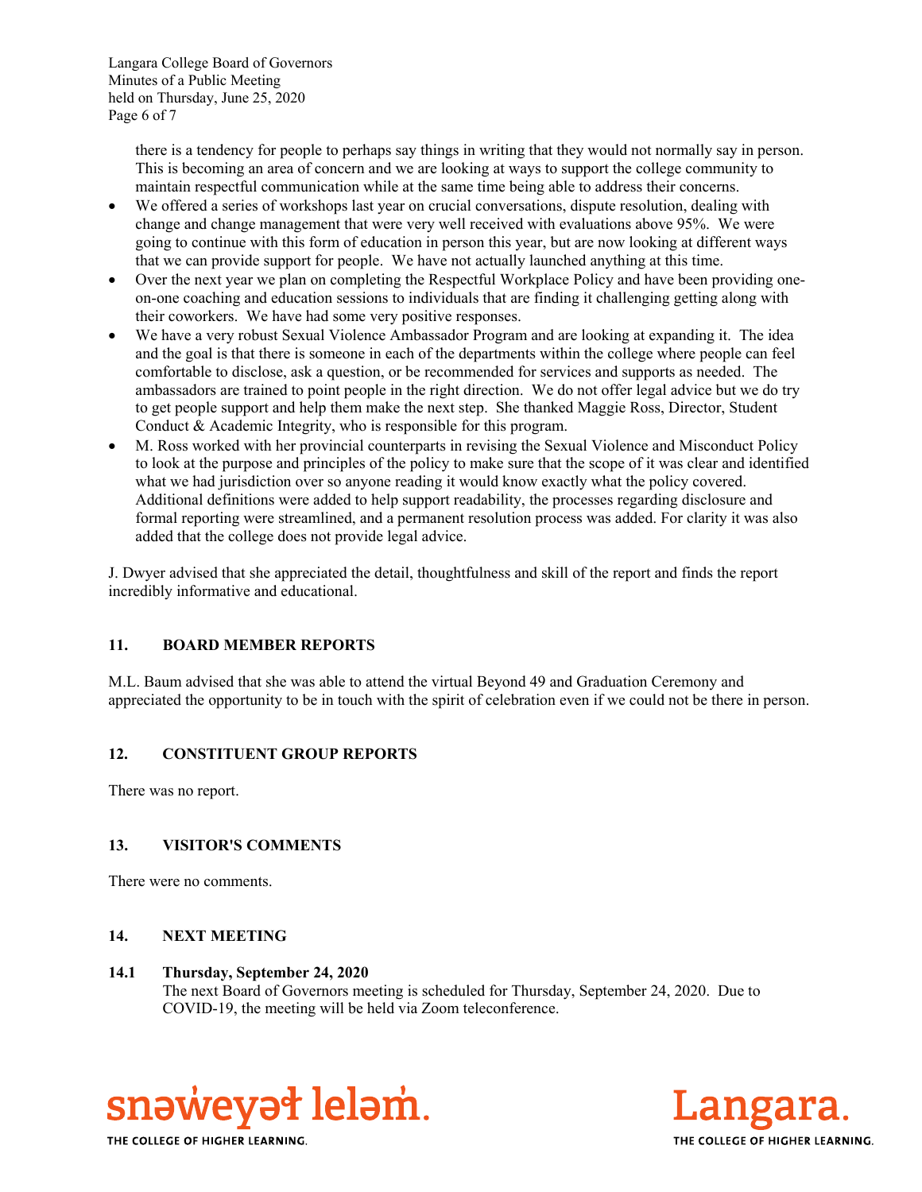there is a tendency for people to perhaps say things in writing that they would not normally say in person. This is becoming an area of concern and we are looking at ways to support the college community to maintain respectful communication while at the same time being able to address their concerns.

- We offered a series of workshops last year on crucial conversations, dispute resolution, dealing with change and change management that were very well received with evaluations above 95%. We were going to continue with this form of education in person this year, but are now looking at different ways that we can provide support for people. We have not actually launched anything at this time.
- Over the next year we plan on completing the Respectful Workplace Policy and have been providing one-on-one coaching and education sessions to individuals that are finding it challenging getting along with their coworkers. We have had some very positive responses.
- We have a very robust Sexual Violence Ambassador Program and are looking at expanding it. The idea and the goal is that there is someone in each of the departments within the college where people can feel comfortable to disclose, ask a question, or be recommended for services and supports as needed. The ambassadors are trained to point people in the right direction. We do not offer legal advice but we do try to get people support and help them make the next step. She thanked Maggie Ross, Director, Student Conduct & Academic Integrity, who is responsible for this program.
- M. Ross worked with her provincial counterparts in revising the Sexual Violence and Misconduct Policy to look at the purpose and principles of the policy to make sure that the scope of it was clear and identified what we had jurisdiction over so anyone reading it would know exactly what the policy covered. Additional definitions were added to help support readability, the processes regarding disclosure and formal reporting were streamlined, and a permanent resolution process was added. For clarity it was also added that the college does not provide legal advice.

J. Dwyer advised that she appreciated the detail, thoughtfulness and skill of the report and finds the report incredibly informative and educational.

## 11. BOARD MEMBER REPORTS

M.L. Baum advised that she was able to attend the virtual Beyond 49 and Graduation Ceremony and appreciated the opportunity to be in touch with the spirit of celebration even if we could not be there in person.

## 12. CONSTITUENT GROUP REPORTS

There was no report.

## 13. VISITOR'S COMMENTS

There were no comments.

## 14. NEXT MEETING

### 14.1 Thursday, September 24, 2020

The next Board of Governors meeting is scheduled for Thursday, September 24, 2020. Due to COVID-19, the meeting will be held via Zoom teleconference.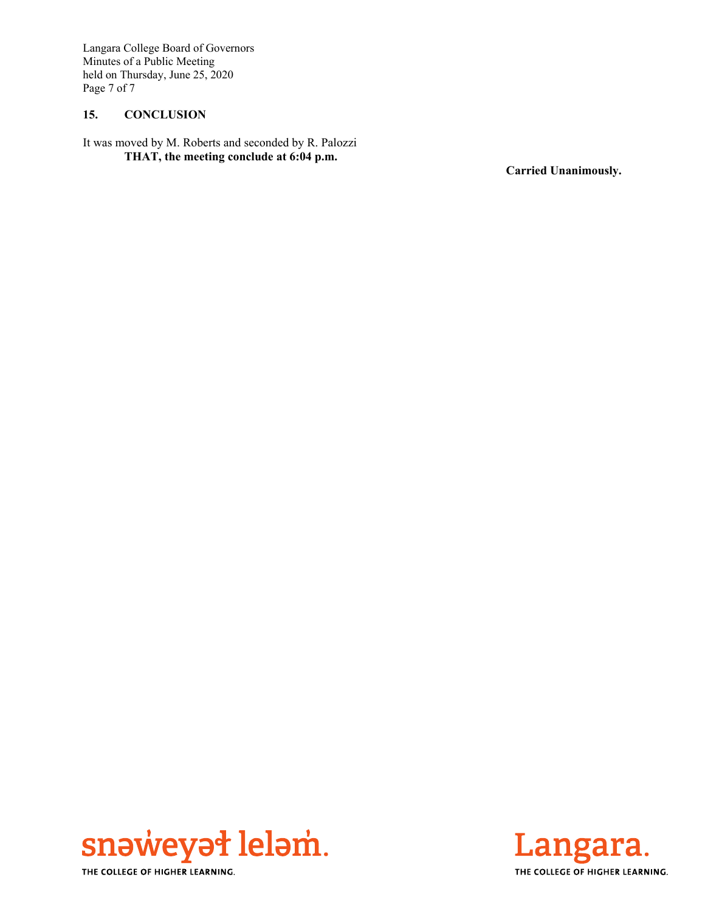## 15. CONCLUSION

It was moved by M. Roberts and seconded by R. Palozzi

**THAT, the meeting conclude at 6:04 p.m.**

**Carried Unanimously.**